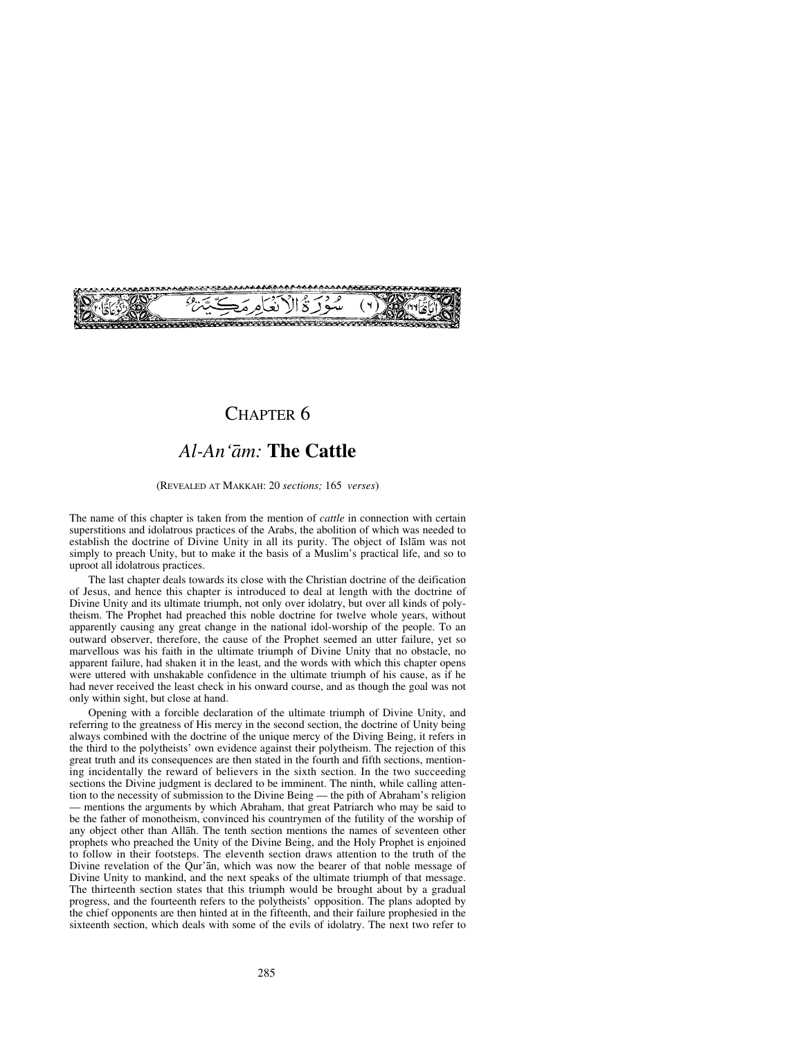(٦) سُوْرَةُ الْاَنْعَامِ مَكِّيَّةٌ

# CHAPTER 6

## *Al-An'ām:* The Cattle

(REVEALED AT MAKKAH: 20 *sections;* 165 *verses*)

The name of this chapter is taken from the mention of *cattle* in connection with certain superstitions and idolatrous practices of the Arabs, the abolition of which was needed to establish the doctrine of Divine Unity in all its purity. The object of Islām was not simply to preach Unity, but to make it the basis of a Muslim's practical life, and so to uproot all idolatrous practices.

The last chapter deals towards its close with the Christian doctrine of the deification of Jesus, and hence this chapter is introduced to deal at length with the doctrine of Divine Unity and its ultimate triumph, not only over idolatry, but over all kinds of polytheism. The Prophet had preached this noble doctrine for twelve whole years, without apparently causing any great change in the national idol-worship of the people. To an outward observer, therefore, the cause of the Prophet seemed an utter failure, yet so marvellous was his faith in the ultimate triumph of Divine Unity that no obstacle, no apparent failure, had shaken it in the least, and the words with which this chapter opens were uttered with unshakable confidence in the ultimate triumph of his cause, as if he had never received the least check in his onward course, and as though the goal was not only within sight, but close at hand.

Opening with a forcible declaration of the ultimate triumph of Divine Unity, and referring to the greatness of His mercy in the second section, the doctrine of Unity being always combined with the doctrine of the unique mercy of the Diving Being, it refers in the third to the polytheists' own evidence against their polytheism. The rejection of this great truth and its consequences are then stated in the fourth and fifth sections, mentioning incidentally the reward of believers in the sixth section. In the two succeeding sections the Divine judgment is declared to be imminent. The ninth, while calling attention to the necessity of submission to the Divine Being — the pith of Abraham's religion — mentions the arguments by which Abraham, that great Patriarch who may be said to be the father of monotheism, convinced his countrymen of the futility of the worship of any object other than Allāh. The tenth section mentions the names of seventeen other prophets who preached the Unity of the Divine Being, and the Holy Prophet is enjoined to follow in their footsteps. The eleventh section draws attention to the truth of the Divine revelation of the Qur'ān, which was now the bearer of that noble message of Divine Unity to mankind, and the next speaks of the ultimate triumph of that message. The thirteenth section states that this triumph would be brought about by a gradual progress, and the fourteenth refers to the polytheists' opposition. The plans adopted by the chief opponents are then hinted at in the fifteenth, and their failure prophesied in the sixteenth section, which deals with some of the evils of idolatry. The next two refer to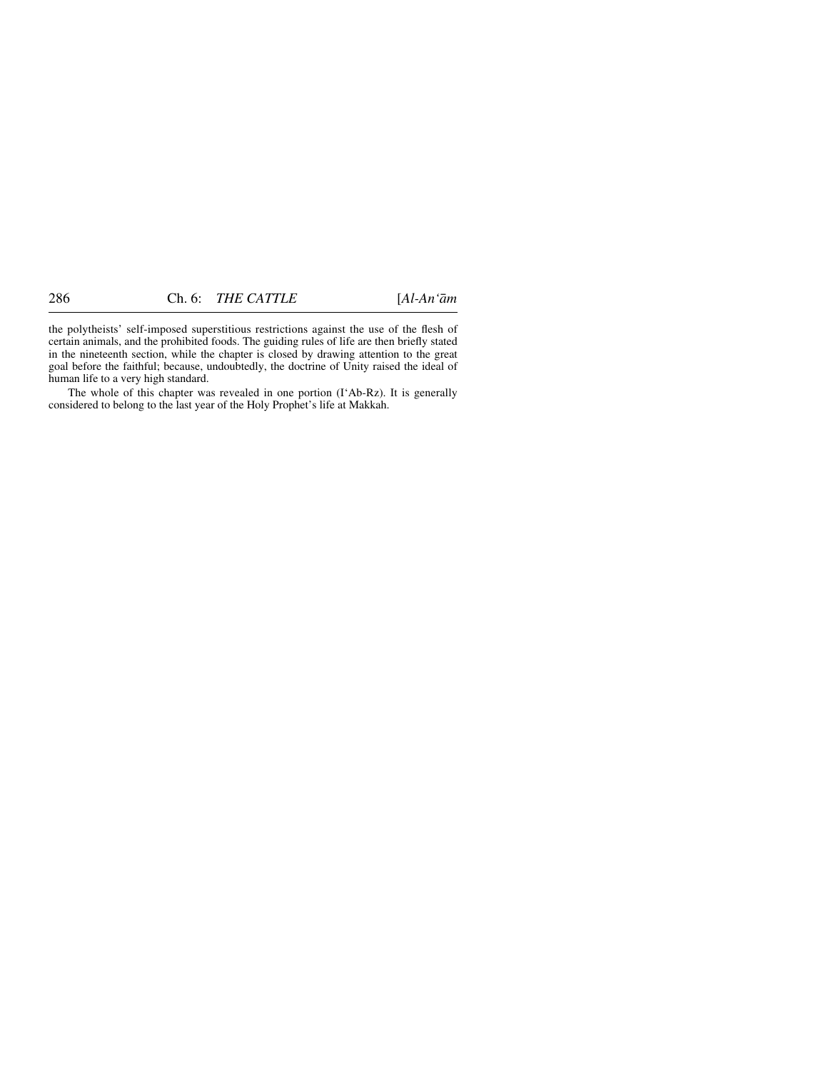the polytheists' self-imposed superstitious restrictions against the use of the flesh of certain animals, and the prohibited foods. The guiding rules of life are then briefly stated in the nineteenth section, while the chapter is closed by drawing attention to the great goal before the faithful; because, undoubtedly, the doctrine of Unity raised the ideal of human life to a very high standard.

The whole of this chapter was revealed in one portion (I'Ab-Rz). It is generally considered to belong to the last year of the Holy Prophet's life at Makkah.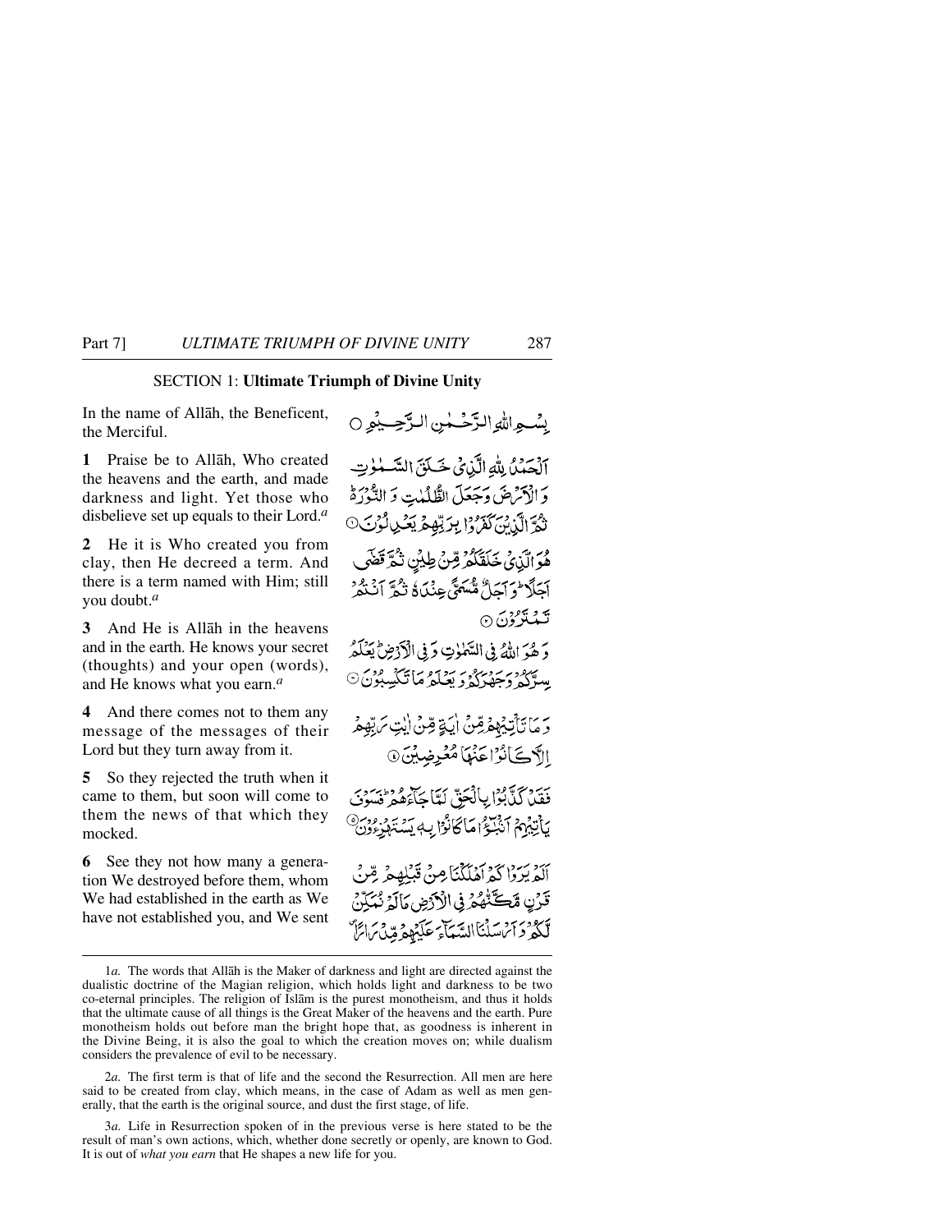## SECTION 1: **Ultimate Triumph of Divine Unity**

In the name of Allāh, the Beneficent, the Merciful.

بِسْمِ اللّٰهِ الرَّحْمٰنِ الرَّحِيْمِ ○

**1** Praise be to Allāh, Who created the heavens and the earth, and made darkness and light. Yet those who disbelieve set up equals to their Lord.[a]

اَلْحَمْدُ لِلّٰهِ الَّذِیْ خَلَقَ السَّمٰوٰتِ وَ الْاَرْضَ وَ جَعَلَ الظُّلُمٰتِ وَ النُّوْرَ ۬ؕ ثُمَّ الَّذِیْنَ کَفَرُوْا بِرَبِّهِمْ یَعْدِلُوْنَ ①

**2** He it is Who created you from clay, then He decreed a term. And there is a term named with Him; still you doubt.[a]

هُوَ الَّذِیْ خَلَقَكُمْ مِّنْ طِیْنٍ ثُمَّ قَضٰۤی اَجَلًا ؕ وَ اَجَلٌ مُّسَمًّی عِنْدَهٗ ثُمَّ اَنْتُمْ تَمْتَرُوْنَ ②

**3** And He is Allāh in the heavens and in the earth. He knows your secret (thoughts) and your open (words), and He knows what you earn.[a]

وَ هُوَ اللّٰهُ فِی السَّمٰوٰتِ وَ فِی الْاَرْضِ ؕ یَعْلَمُ سِرَّكُمْ وَ جَهْرَكُمْ وَ یَعْلَمُ مَا تَكْسِبُوْنَ ③

**4** And there comes not to them any message of the messages of their Lord but they turn away from it.

وَ مَا تَاْتِیْهِمْ مِّنْ اٰیَةٍ مِّنْ اٰیٰتِ رَبِّهِمْ اِلَّا كَانُوْا عَنْهَا مُعْرِضِیْنَ ④

**5** So they rejected the truth when it came to them, but soon will come to them the news of that which they mocked.

فَقَدْ كَذَّبُوْا بِالْحَقِّ لَمَّا جَآءَهُمْ ؕ فَسَوْفَ یَاْتِیْهِمْ اَنْۢبٰٓؤُا مَا كَانُوْا بِهٖ یَسْتَهْزِءُوْنَ ⑤

**6** See they not how many a generation We destroyed before them, whom We had established in the earth as We have not established you, and We sent

اَلَمْ یَرَوْا كَمْ اَهْلَكْنَا مِنْ قَبْلِهِمْ مِّنْ قَرْنٍ مَّكَّنّٰهُمْ فِی الْاَرْضِ مَا لَمْ نُمَكِّنْ لَّكُمْ وَ اَرْسَلْنَا السَّمَآءَ عَلَیْهِمْ مِّدْرَارًا ۪

---

1*a.* The words that Allāh is the Maker of darkness and light are directed against the dualistic doctrine of the Magian religion, which holds light and darkness to be two co-eternal principles. The religion of Islām is the purest monotheism, and thus it holds that the ultimate cause of all things is the Great Maker of the heavens and the earth. Pure monotheism holds out before man the bright hope that, as goodness is inherent in the Divine Being, it is also the goal to which the creation moves on; while dualism considers the prevalence of evil to be necessary.

2*a.* The first term is that of life and the second the Resurrection. All men are here said to be created from clay, which means, in the case of Adam as well as men generally, that the earth is the original source, and dust the first stage, of life.

3*a.* Life in Resurrection spoken of in the previous verse is here stated to be the result of man's own actions, which, whether done secretly or openly, are known to God. It is out of *what you earn* that He shapes a new life for you.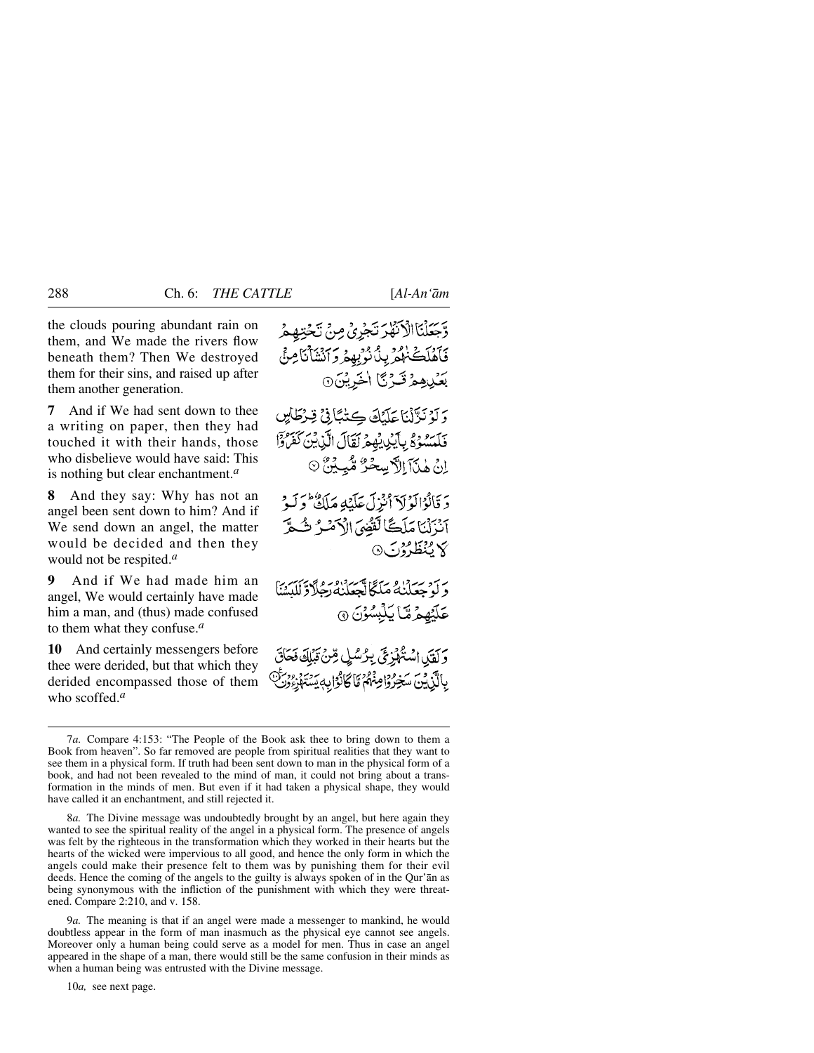the clouds pouring abundant rain on them, and We made the rivers flow beneath them? Then We destroyed them for their sins, and raised up after them another generation.

وَّجَعَلْنَا الْاَنْهٰرَ تَجْرِيْ مِنْ تَحْتِهِمْ فَاَهْلَكْنٰهُمْ بِذُنُوْبِهِمْ وَاَنْشَاْنَا مِنْۢ بَعْدِهِمْ قَرْنًا اٰخَرِيْنَ ۝

**7** And if We had sent down to thee a writing on paper, then they had touched it with their hands, those who disbelieve would have said: This is nothing but clear enchantment.[a]

وَلَوْ نَزَّلْنَا عَلَيْكَ كِتٰبًا فِيْ قِرْطَاسٍ فَلَمَسُوْهُ بِاَيْدِيْهِمْ لَقَالَ الَّذِيْنَ كَفَرُوْۤا اِنْ هٰذَاۤ اِلَّا سِحْرٌ مُّبِيْنٌ ۝

**8** And they say: Why has not an angel been sent down to him? And if We send down an angel, the matter would be decided and then they would not be respited.[a]

وَقَالُوْا لَوْلَاۤ اُنْزِلَ عَلَيْهِ مَلَكٌ ؕ وَلَوْ اَنْزَلْنَا مَلَكًا لَّقُضِيَ الْاَمْرُ ثُمَّ لَا يُنْظَرُوْنَ ۝

**9** And if We had made him an angel, We would certainly have made him a man, and (thus) made confused to them what they confuse.[a]

وَلَوْ جَعَلْنٰهُ مَلَكًا لَّجَعَلْنٰهُ رَجُلًا وَّلَلَبَسْنَا عَلَيْهِمْ مَّا يَلْبِسُوْنَ ۝

**10** And certainly messengers before thee were derided, but that which they derided encompassed those of them who scoffed.[a]

وَلَقَدِ اسْتُهْزِئَ بِرُسُلٍ مِّنْ قَبْلِكَ فَحَاقَ بِالَّذِيْنَ سَخِرُوْا مِنْهُمْ مَّا كَانُوْا بِهٖ يَسْتَهْزِءُوْنَ ۝

---

7*a.* Compare 4:153: "The People of the Book ask thee to bring down to them a Book from heaven". So far removed are people from spiritual realities that they want to see them in a physical form. If truth had been sent down to man in the physical form of a book, and had not been revealed to the mind of man, it could not bring about a transformation in the minds of men. But even if it had taken a physical shape, they would have called it an enchantment, and still rejected it.

8*a.* The Divine message was undoubtedly brought by an angel, but here again they wanted to see the spiritual reality of the angel in a physical form. The presence of angels was felt by the righteous in the transformation which they worked in their hearts but the hearts of the wicked were impervious to all good, and hence the only form in which the angels could make their presence felt to them was by punishing them for their evil deeds. Hence the coming of the angels to the guilty is always spoken of in the Qur'ān as being synonymous with the infliction of the punishment with which they were threatened. Compare 2:210, and v. 158.

9*a.* The meaning is that if an angel were made a messenger to mankind, he would doubtless appear in the form of man inasmuch as the physical eye cannot see angels. Moreover only a human being could serve as a model for men. Thus in case an angel appeared in the shape of a man, there would still be the same confusion in their minds as when a human being was entrusted with the Divine message.

10*a,* see next page.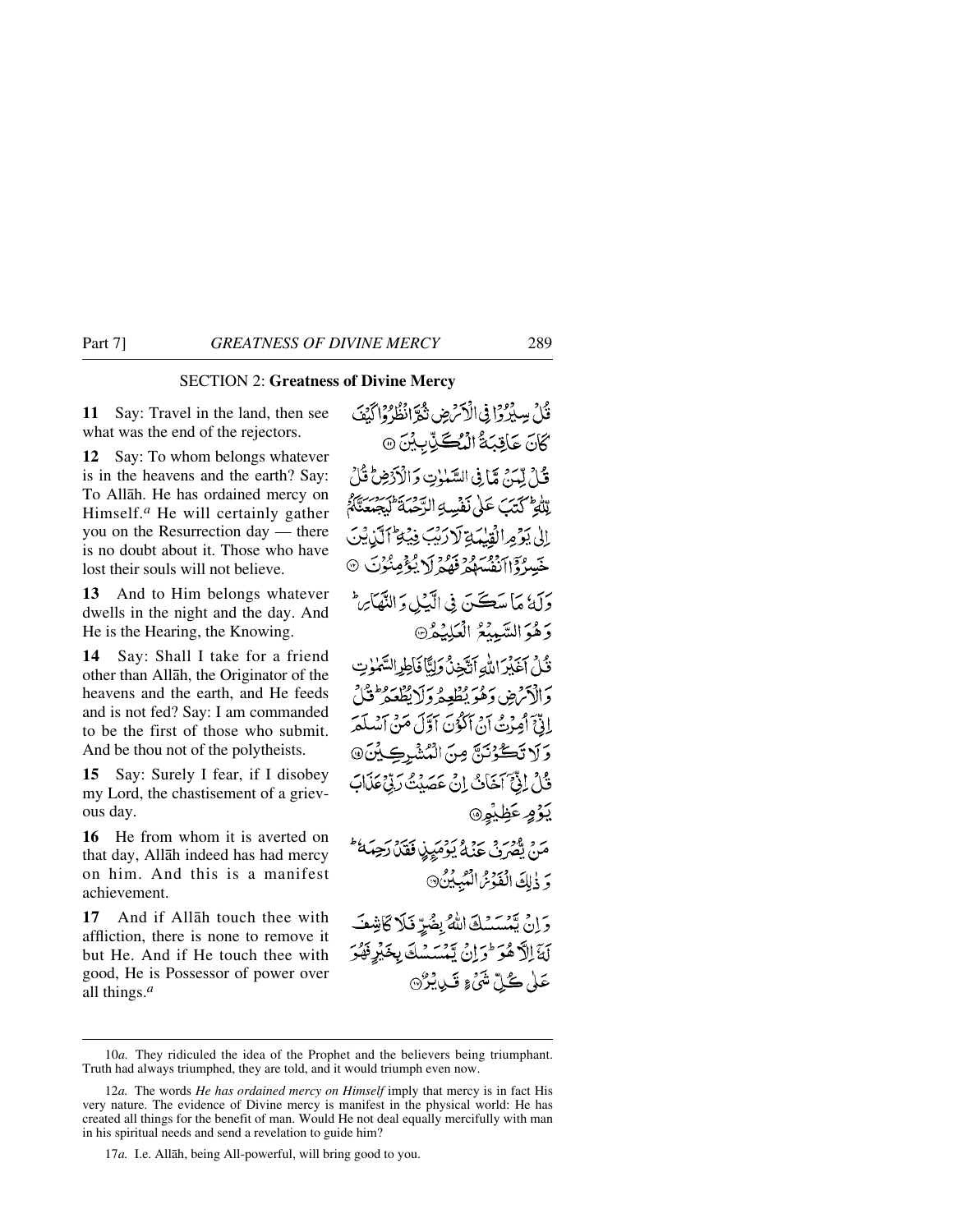## SECTION 2: Greatness of Divine Mercy

**11** Say: Travel in the land, then see what was the end of the rejectors.

قُلْ سِيْرُوْا فِي الْأَرْضِ ثُمَّ انْظُرُوْا كَيْفَ كَانَ عَاقِبَةُ الْمُكَذِّبِيْنَ ﴿١١﴾

**12** Say: To whom belongs whatever is in the heavens and the earth? Say: To Allāh. He has ordained mercy on Himself.[a] He will certainly gather you on the Resurrection day — there is no doubt about it. Those who have lost their souls will not believe.

قُلْ لِّمَنْ مَّا فِي السَّمٰوٰتِ وَالْأَرْضِ ۭ قُلْ لِّلّٰهِ ۭ كَتَبَ عَلٰى نَفْسِهِ الرَّحْمَةَ ۭ لَيَجْمَعَنَّكُمْ اِلٰى يَوْمِ الْقِيٰمَةِ لَا رَيْبَ فِيْهِ ۭ اَلَّذِيْنَ خَسِرُوْٓا اَنْفُسَهُمْ فَهُمْ لَا يُؤْمِنُوْنَ ﴿١٢﴾

**13** And to Him belongs whatever dwells in the night and the day. And He is the Hearing, the Knowing.

وَلَهٗ مَا سَكَنَ فِي الَّيْلِ وَالنَّهَارِ ۭ وَهُوَ السَّمِيْعُ الْعَلِيْمُ ﴿١٣﴾

**14** Say: Shall I take for a friend other than Allāh, the Originator of the heavens and the earth, and He feeds and is not fed? Say: I am commanded to be the first of those who submit. And be thou not of the polytheists.

قُلْ اَغَيْرَ اللّٰهِ اَتَّخِذُ وَلِيًّا فَاطِرِ السَّمٰوٰتِ وَالْأَرْضِ وَهُوَ يُطْعِمُ وَلَا يُطْعَمُ ۭ قُلْ اِنِّيْٓ اُمِرْتُ اَنْ اَكُوْنَ اَوَّلَ مَنْ اَسْلَمَ وَلَا تَكُوْنَنَّ مِنَ الْمُشْرِكِيْنَ ﴿١٤﴾

**15** Say: Surely I fear, if I disobey my Lord, the chastisement of a grievous day.

قُلْ اِنِّيْٓ اَخَافُ اِنْ عَصَيْتُ رَبِّيْ عَذَابَ يَوْمٍ عَظِيْمٍ ﴿١٥﴾

**16** He from whom it is averted on that day, Allāh indeed has had mercy on him. And this is a manifest achievement.

مَنْ يُّصْرَفْ عَنْهُ يَوْمَئِذٍ فَقَدْ رَحِمَهٗ ۭ وَذٰلِكَ الْفَوْزُ الْمُبِيْنُ ﴿١٦﴾

**17** And if Allāh touch thee with affliction, there is none to remove it but He. And if He touch thee with good, He is Possessor of power over all things.[a]

وَاِنْ يَّمْسَسْكَ اللّٰهُ بِضُرٍّ فَلَا كَاشِفَ لَهٗٓ اِلَّا هُوَ ۭ وَاِنْ يَّمْسَسْكَ بِخَيْرٍ فَهُوَ عَلٰى كُلِّ شَيْءٍ قَدِيْرٌ ﴿١٧﴾

---

10*a.* They ridiculed the idea of the Prophet and the believers being triumphant. Truth had always triumphed, they are told, and it would triumph even now.

12*a.* The words *He has ordained mercy on Himself* imply that mercy is in fact His very nature. The evidence of Divine mercy is manifest in the physical world: He has created all things for the benefit of man. Would He not deal equally mercifully with man in his spiritual needs and send a revelation to guide him?

17*a.* I.e. Allāh, being All-powerful, will bring good to you.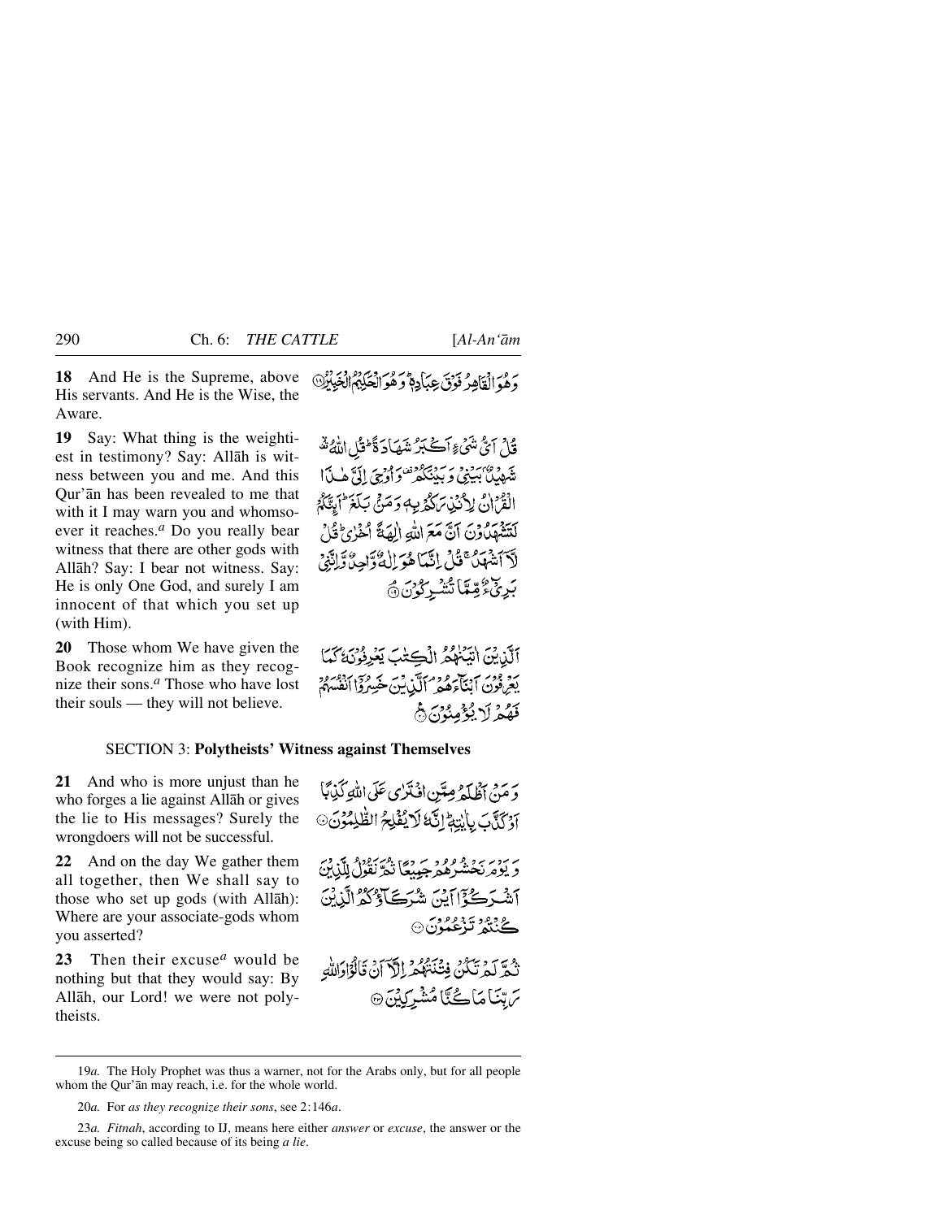**18** And He is the Supreme, above His servants. And He is the Wise, the Aware.

وَهُوَ الْقَاهِرُ فَوْقَ عِبَادِهِ ۚ وَهُوَ الْحَكِيمُ الْخَبِيرُ ﴿١٨﴾

**19** Say: What thing is the weightiest in testimony? Say: Allāh is witness between you and me. And this Qur'ān has been revealed to me that with it I may warn you and whomsoever it reaches.[a] Do you really bear witness that there are other gods with Allāh? Say: I bear not witness. Say: He is only One God, and surely I am innocent of that which you set up (with Him).

قُلْ أَيُّ شَيْءٍ أَكْبَرُ شَهَادَةً ۖ قُلِ اللَّهُ ۖ شَهِيدٌ بَيْنِي وَبَيْنَكُمْ ۚ وَأُوحِيَ إِلَيَّ هَٰذَا الْقُرْآنُ لِأُنذِرَكُم بِهِ وَمَن بَلَغَ ۚ أَئِنَّكُمْ لَتَشْهَدُونَ أَنَّ مَعَ اللَّهِ آلِهَةً أُخْرَىٰ ۚ قُل لَّا أَشْهَدُ ۚ قُلْ إِنَّمَا هُوَ إِلَٰهٌ وَاحِدٌ وَإِنَّنِي بَرِيءٌ مِّمَّا تُشْرِكُونَ ﴿١٩﴾

**20** Those whom We have given the Book recognize him as they recognize their sons.[a] Those who have lost their souls — they will not believe.

الَّذِينَ آتَيْنَاهُمُ الْكِتَابَ يَعْرِفُونَهُ كَمَا يَعْرِفُونَ أَبْنَاءَهُمُ ۘ الَّذِينَ خَسِرُوا أَنفُسَهُمْ فَهُمْ لَا يُؤْمِنُونَ ﴿٢٠﴾

## SECTION 3: Polytheists' Witness against Themselves

**21** And who is more unjust than he who forges a lie against Allāh or gives the lie to His messages? Surely the wrongdoers will not be successful.

وَمَنْ أَظْلَمُ مِمَّنِ افْتَرَىٰ عَلَى اللَّهِ كَذِبًا أَوْ كَذَّبَ بِآيَاتِهِ ۗ إِنَّهُ لَا يُفْلِحُ الظَّالِمُونَ ﴿٢١﴾

**22** And on the day We gather them all together, then We shall say to those who set up gods (with Allāh): Where are your associate-gods whom you asserted?

وَيَوْمَ نَحْشُرُهُمْ جَمِيعًا ثُمَّ نَقُولُ لِلَّذِينَ أَشْرَكُوا أَيْنَ شُرَكَاؤُكُمُ الَّذِينَ كُنتُمْ تَزْعُمُونَ ﴿٢٢﴾

**23** Then their excuse[a] would be nothing but that they would say: By Allāh, our Lord! we were not polytheists.

ثُمَّ لَمْ تَكُن فِتْنَتُهُمْ إِلَّا أَن قَالُوا وَاللَّهِ رَبِّنَا مَا كُنَّا مُشْرِكِينَ ﴿٢٣﴾

---

19*a.* The Holy Prophet was thus a warner, not for the Arabs only, but for all people whom the Qur'ān may reach, i.e. for the whole world.

20*a.* For *as they recognize their sons*, see 2:146*a*.

23*a.* *Fitnah*, according to IJ, means here either *answer* or *excuse*, the answer or the excuse being so called because of its being *a lie*.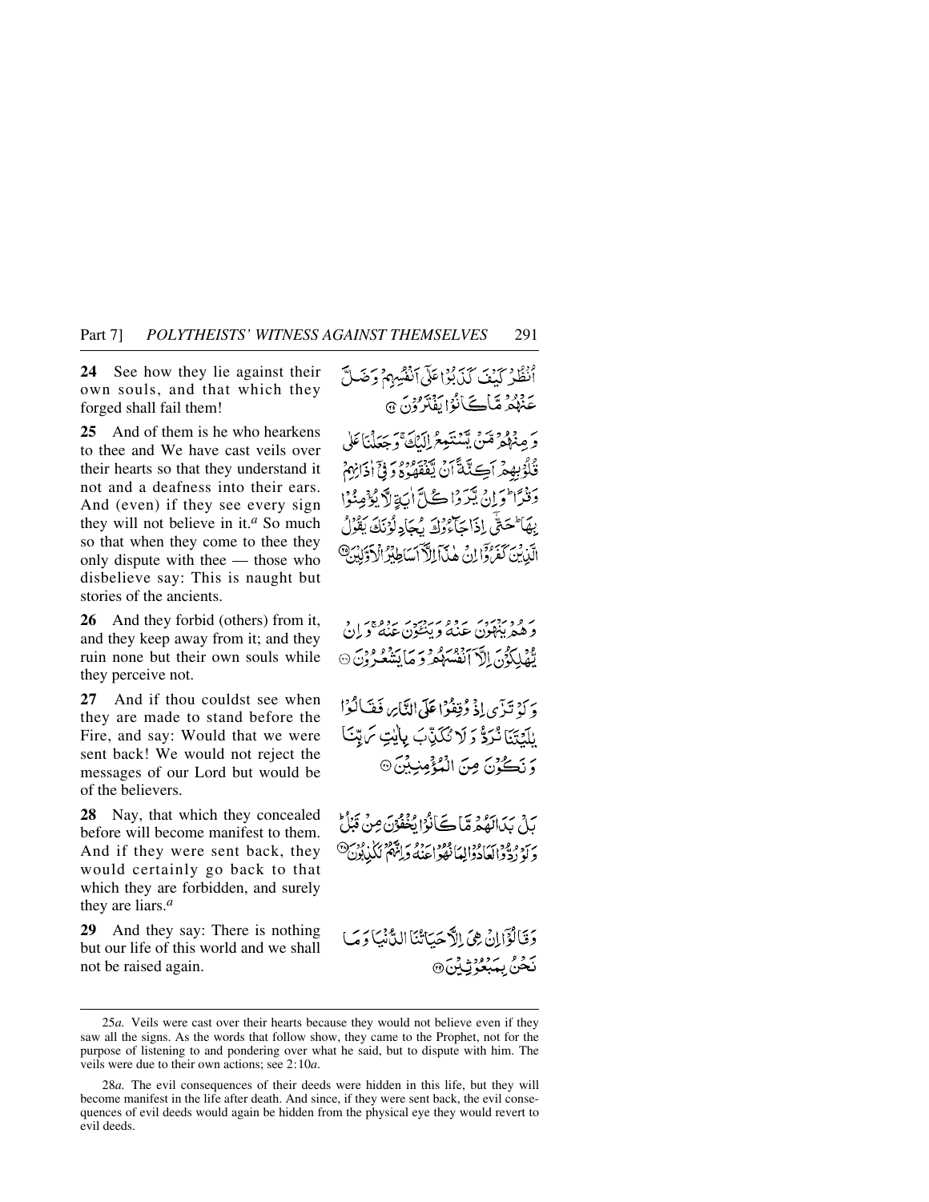**24** See how they lie against their own souls, and that which they forged shall fail them!

اُنْظُرْ كَيْفَ كَذَبُوْا عَلٰٓى اَنْفُسِهِمْ وَضَلَّ عَنْهُمْ مَّا كَانُوْا يَفْتَرُوْنَ ﴿۲۴﴾

**25** And of them is he who hearkens to thee and We have cast veils over their hearts so that they understand it not and a deafness into their ears. And (even) if they see every sign they will not believe in it.[a] So much so that when they come to thee they only dispute with thee — those who disbelieve say: This is naught but stories of the ancients.

وَمِنْهُمْ مَّنْ يَّسْتَمِعُ اِلَيْكَ ۚ وَجَعَلْنَا عَلٰى قُلُوْبِهِمْ اَكِنَّةً اَنْ يَّفْقَهُوْهُ وَفِيْٓ اٰذَانِهِمْ وَقْرًا ؕ وَاِنْ يَّرَوْا كُلَّ اٰيَةٍ لَّا يُؤْمِنُوْا بِهَا ؕ حَتّٰٓى اِذَا جَآءُوْكَ يُجَادِلُوْنَكَ يَقُوْلُ الَّذِيْنَ كَفَرُوْٓا اِنْ هٰذَآ اِلَّآ اَسَاطِيْرُ الْاَوَّلِيْنَ ﴿۲۵﴾

**26** And they forbid (others) from it, and they keep away from it; and they ruin none but their own souls while they perceive not.

وَهُمْ يَنْهَوْنَ عَنْهُ وَيَنْــَٔوْنَ عَنْهُ ۚ وَاِنْ يُّهْلِكُوْنَ اِلَّآ اَنْفُسَهُمْ وَمَا يَشْعُرُوْنَ ﴿۲۶﴾

**27** And if thou couldst see when they are made to stand before the Fire, and say: Would that we were sent back! We would not reject the messages of our Lord but would be of the believers.

وَلَوْ تَرٰٓى اِذْ وُقِفُوْا عَلَى النَّارِ فَقَالُوْا يٰلَيْتَنَا نُرَدُّ وَلَا نُكَذِّبَ بِاٰيٰتِ رَبِّنَا وَنَكُوْنَ مِنَ الْمُؤْمِنِيْنَ ﴿۲۷﴾

**28** Nay, that which they concealed before will become manifest to them. And if they were sent back, they would certainly go back to that which they are forbidden, and surely they are liars.[a]

بَلْ بَدَا لَهُمْ مَّا كَانُوْا يُخْفُوْنَ مِنْ قَبْلُ ؕ وَلَوْ رُدُّوْا لَعَادُوْا لِمَا نُهُوْا عَنْهُ وَاِنَّهُمْ لَكٰذِبُوْنَ ﴿۲۸﴾

**29** And they say: There is nothing but our life of this world and we shall not be raised again.

وَقَالُوْٓا اِنْ هِيَ اِلَّا حَيَاتُنَا الدُّنْيَا وَمَا نَحْنُ بِمَبْعُوْثِيْنَ ﴿۲۹﴾

---

25*a.* Veils were cast over their hearts because they would not believe even if they saw all the signs. As the words that follow show, they came to the Prophet, not for the purpose of listening to and pondering over what he said, but to dispute with him. The veils were due to their own actions; see 2:10*a*.

28*a.* The evil consequences of their deeds were hidden in this life, but they will become manifest in the life after death. And since, if they were sent back, the evil consequences of evil deeds would again be hidden from the physical eye they would revert to evil deeds.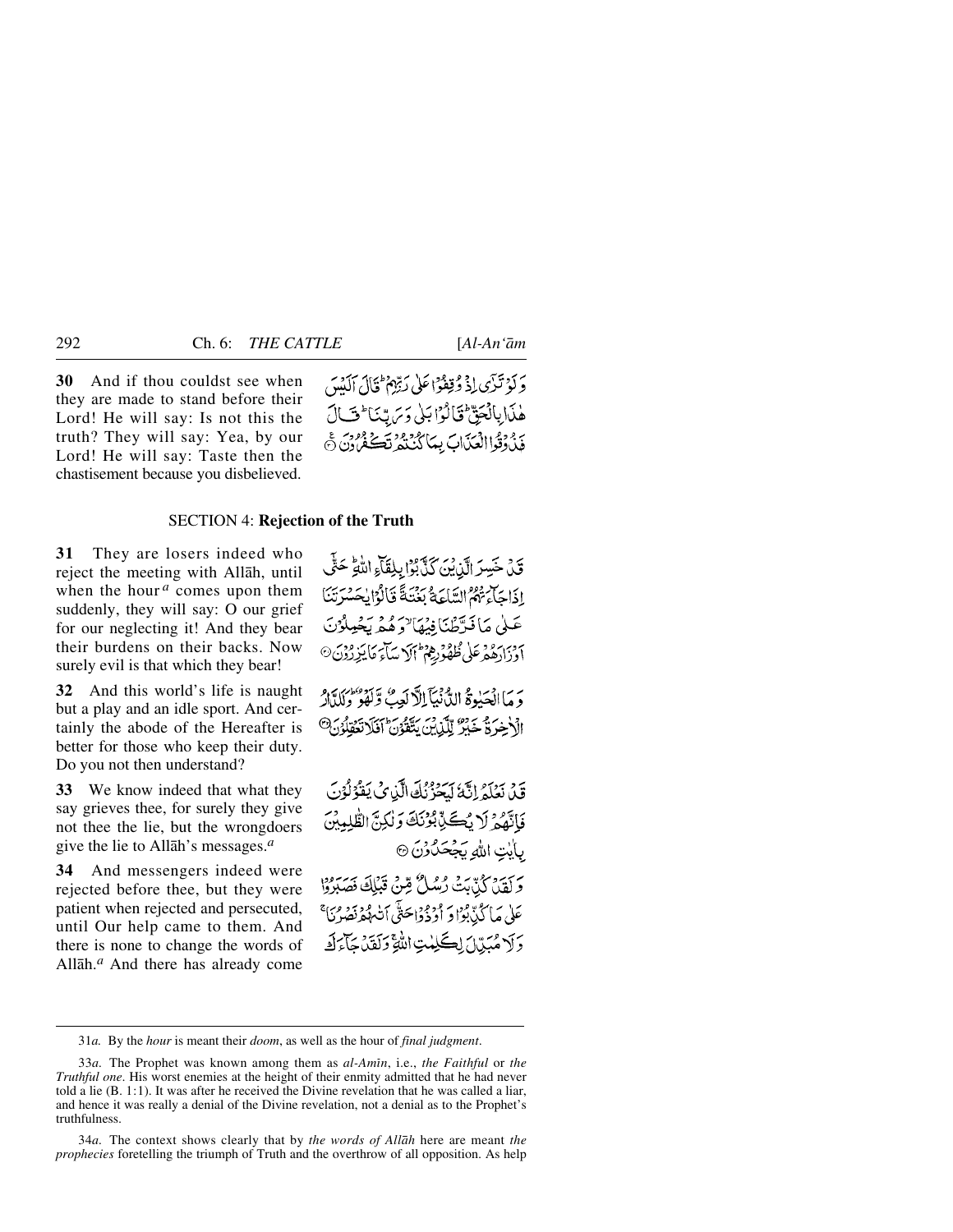**30** And if thou couldst see when they are made to stand before their Lord! He will say: Is not this the truth? They will say: Yea, by our Lord! He will say: Taste then the chastisement because you disbelieved.

وَلَوْ تَرٰٓى اِذْ وُقِفُوْا عَلٰى رَبِّهِمْ ۭ قَالَ اَلَيْسَ هٰذَا بِالْحَقِّ ۭ قَالُوْا بَلٰى وَرَبِّنَا ۭ قَالَ فَذُوْقُوا الْعَذَابَ بِمَا كُنْتُمْ تَكْفُرُوْنَ ۝

## SECTION 4: **Rejection of the Truth**

**31** They are losers indeed who reject the meeting with Allāh, until when the hour[a] comes upon them suddenly, they will say: O our grief for our neglecting it! And they bear their burdens on their backs. Now surely evil is that which they bear!

قَدْ خَسِرَ الَّذِيْنَ كَذَّبُوْا بِلِقَاۗءِ اللّٰهِ ۭ حَتّٰٓي اِذَا جَاۗءَتْهُمُ السَّاعَةُ بَغْتَةً قَالُوْا يٰحَسْرَتَنَا عَلٰي مَا فَرَّطْنَا فِيْهَا ۙ وَهُمْ يَحْمِلُوْنَ اَوْزَارَهُمْ عَلٰي ظُهُوْرِهِمْ ۭ اَلَا سَاۗءَ مَا يَزِرُوْنَ ۝

**32** And this world's life is naught but a play and an idle sport. And certainly the abode of the Hereafter is better for those who keep their duty. Do you not then understand?

وَمَا الْحَيٰوةُ الدُّنْيَآ اِلَّا لَعِبٌ وَّلَهْوٌ ۭ وَلَلدَّارُ الْاٰخِرَةُ خَيْرٌ لِّلَّذِيْنَ يَتَّقُوْنَ ۭ اَفَلَا تَعْقِلُوْنَ ۝

**33** We know indeed that what they say grieves thee, for surely they give not thee the lie, but the wrongdoers give the lie to Allāh's messages.[a]

قَدْ نَعْلَمُ اِنَّهٗ لَيَحْزُنُكَ الَّذِيْ يَقُوْلُوْنَ فَاِنَّهُمْ لَا يُكَذِّبُوْنَكَ وَلٰكِنَّ الظّٰلِمِيْنَ بِاٰيٰتِ اللّٰهِ يَجْحَدُوْنَ ۝

**34** And messengers indeed were rejected before thee, but they were patient when rejected and persecuted, until Our help came to them. And there is none to change the words of Allāh.[a] And there has already come

وَلَقَدْ كُذِّبَتْ رُسُلٌ مِّنْ قَبْلِكَ فَصَبَرُوْا عَلٰي مَا كُذِّبُوْا وَاُوْذُوْا حَتّٰٓي اَتٰىهُمْ نَصْرُنَا ۚ وَلَا مُبَدِّلَ لِكَلِمٰتِ اللّٰهِ ۚ وَلَقَدْ جَاۗءَكَ

---

31*a*. By the *hour* is meant their *doom*, as well as the hour of *final judgment*.

33*a*. The Prophet was known among them as *al-Amīn*, i.e., *the Faithful* or *the Truthful one*. His worst enemies at the height of their enmity admitted that he had never told a lie (B. 1:1). It was after he received the Divine revelation that he was called a liar, and hence it was really a denial of the Divine revelation, not a denial as to the Prophet's truthfulness.

34*a*. The context shows clearly that by *the words of Allāh* here are meant *the prophecies* foretelling the triumph of Truth and the overthrow of all opposition. As help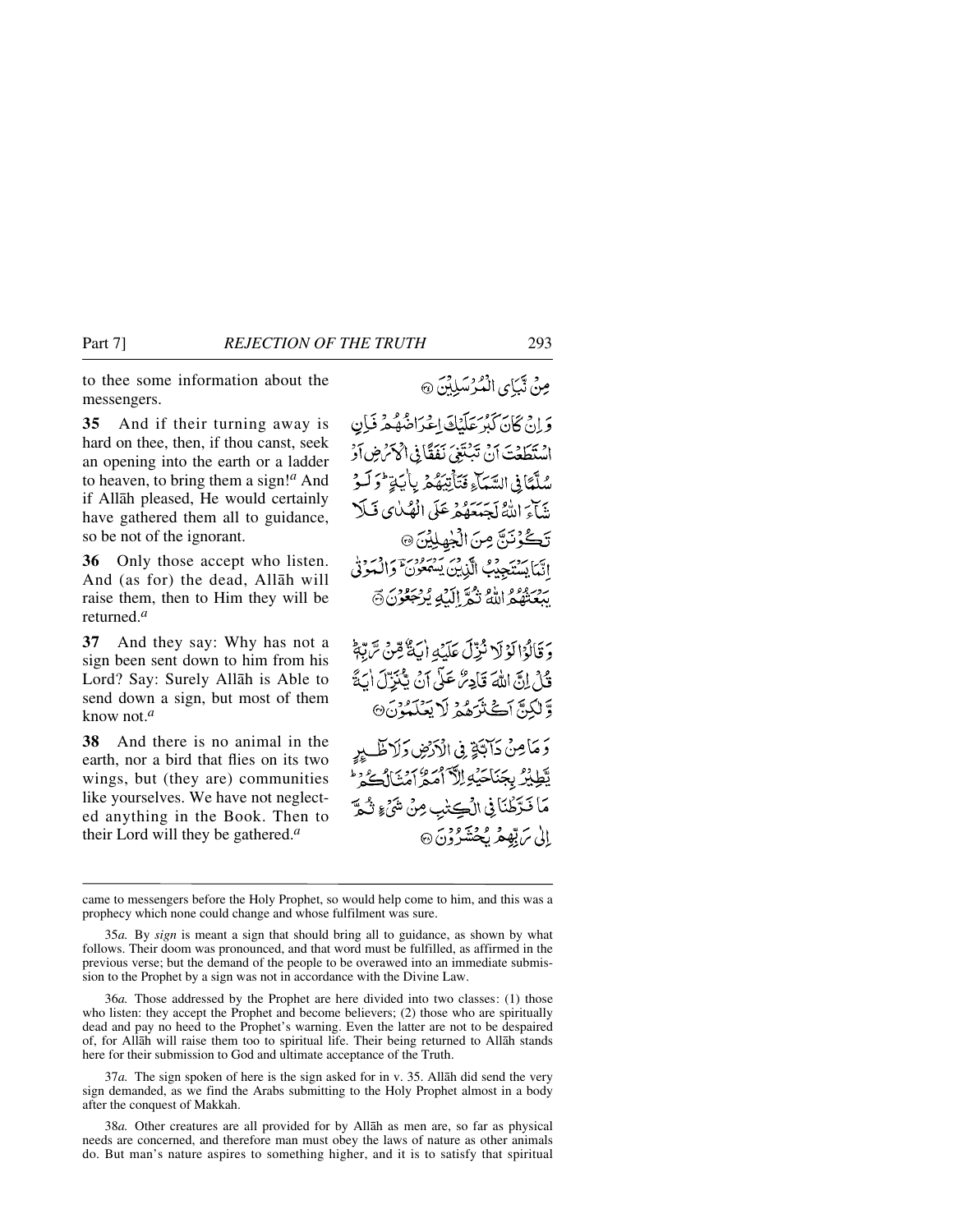to thee some information about the messengers.

مِنْ نَّبَاِی الْمُرْسَلِیْنَ ۝

**35** And if their turning away is hard on thee, then, if thou canst, seek an opening into the earth or a ladder to heaven, to bring them a sign![a] And if Allāh pleased, He would certainly have gathered them all to guidance, so be not of the ignorant.

وَ اِنْ کَانَ کَبُرَ عَلَیْکَ اِعْرَاضُهُمْ فَاِنِ اسْتَطَعْتَ اَنْ تَبْتَغِیَ نَفَقًا فِی الْاَرْضِ اَوْ سُلَّمًا فِی السَّمَآءِ فَتَاْتِیَهُمْ بِاٰیَةٍ ؕ وَ لَوْ شَآءَ اللّٰهُ لَجَمَعَهُمْ عَلَی الْهُدٰی فَلَا تَکُوْنَنَّ مِنَ الْجٰهِلِیْنَ ۝

**36** Only those accept who listen. And (as for) the dead, Allāh will raise them, then to Him they will be returned.[a]

اِنَّمَا یَسْتَجِیْبُ الَّذِیْنَ یَسْمَعُوْنَ ؕ وَ الْمَوْتٰی یَبْعَثُهُمُ اللّٰهُ ثُمَّ اِلَیْهِ یُرْجَعُوْنَ ۝

**37** And they say: Why has not a sign been sent down to him from his Lord? Say: Surely Allāh is Able to send down a sign, but most of them know not.[a]

وَ قَالُوْا لَوْ لَا نُزِّلَ عَلَیْهِ اٰیَةٌ مِّنْ رَّبِّهٖ ؕ قُلْ اِنَّ اللّٰهَ قَادِرٌ عَلٰۤی اَنْ یُّنَزِّلَ اٰیَةً وَّ لٰکِنَّ اَکْثَرَهُمْ لَا یَعْلَمُوْنَ ۝

**38** And there is no animal in the earth, nor a bird that flies on its two wings, but (they are) communities like yourselves. We have not neglected anything in the Book. Then to their Lord will they be gathered.[a]

وَ مَا مِنْ دَآبَّةٍ فِی الْاَرْضِ وَ لَا طٰٓئِرٍ یَّطِیْرُ بِجَنَاحَیْهِ اِلَّاۤ اُمَمٌ اَمْثَالُکُمْ ؕ مَا فَرَّطْنَا فِی الْکِتٰبِ مِنْ شَیْءٍ ثُمَّ اِلٰی رَبِّهِمْ یُحْشَرُوْنَ ۝

---

came to messengers before the Holy Prophet, so would help come to him, and this was a prophecy which none could change and whose fulfilment was sure.

35*a.* By *sign* is meant a sign that should bring all to guidance, as shown by what follows. Their doom was pronounced, and that word must be fulfilled, as affirmed in the previous verse; but the demand of the people to be overawed into an immediate submission to the Prophet by a sign was not in accordance with the Divine Law.

36*a.* Those addressed by the Prophet are here divided into two classes: (1) those who listen: they accept the Prophet and become believers; (2) those who are spiritually dead and pay no heed to the Prophet's warning. Even the latter are not to be despaired of, for Allāh will raise them too to spiritual life. Their being returned to Allāh stands here for their submission to God and ultimate acceptance of the Truth.

37*a.* The sign spoken of here is the sign asked for in v. 35. Allāh did send the very sign demanded, as we find the Arabs submitting to the Holy Prophet almost in a body after the conquest of Makkah.

38*a.* Other creatures are all provided for by Allāh as men are, so far as physical needs are concerned, and therefore man must obey the laws of nature as other animals do. But man's nature aspires to something higher, and it is to satisfy that spiritual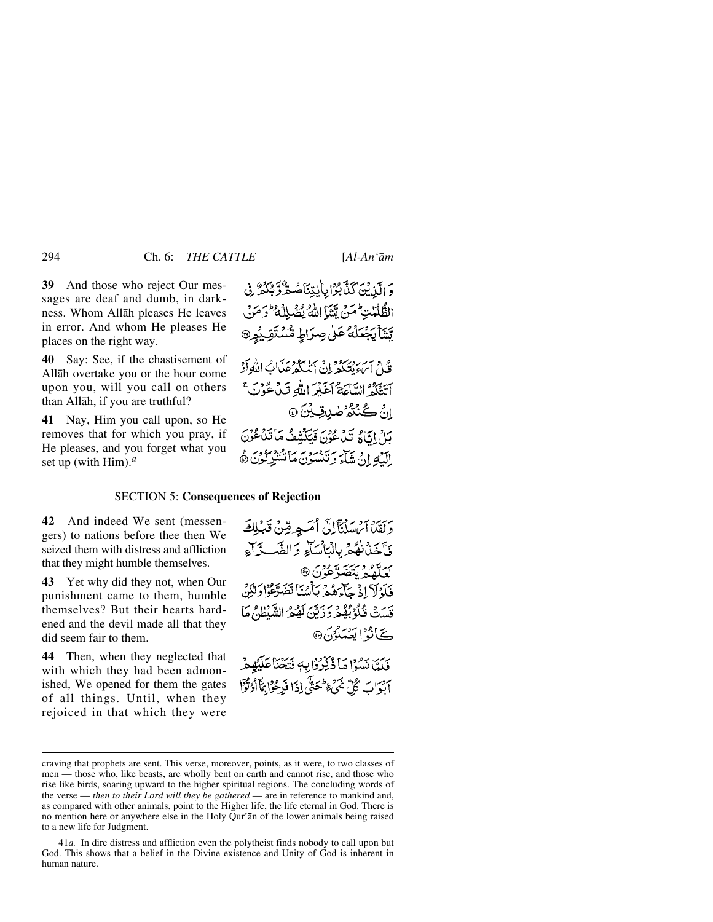**39** And those who reject Our messages are deaf and dumb, in darkness. Whom Allāh pleases He leaves in error. And whom He pleases He places on the right way.

وَ الَّذِيْنَ كَذَّبُوْا بِاٰيٰتِنَا صُمٌّ وَّ بُكْمٌ فِى الظُّلُمٰتِ ؕ مَنْ يَّشَاِ اللّٰهُ يُضْلِلْهُ ؕ وَ مَنْ يَّشَاْ يَجْعَلْهُ عَلٰى صِرَاطٍ مُّسْتَقِيْمٍ ﴿۳۹﴾

**40** Say: See, if the chastisement of Allāh overtake you or the hour come upon you, will you call on others than Allāh, if you are truthful?

قُلْ اَرَءَيْتَكُمْ اِنْ اَتٰىكُمْ عَذَابُ اللّٰهِ اَوْ اَتَتْكُمُ السَّاعَةُ اَغَيْرَ اللّٰهِ تَدْعُوْنَ ۚ اِنْ كُنْتُمْ صٰدِقِيْنَ ﴿۴۰﴾

**41** Nay, Him you call upon, so He removes that for which you pray, if He pleases, and you forget what you set up (with Him).[a]

بَلْ اِيَّاهُ تَدْعُوْنَ فَيَكْشِفُ مَا تَدْعُوْنَ اِلَيْهِ اِنْ شَآءَ وَ تَنْسَوْنَ مَا تُشْرِكُوْنَ ﴿۴۱﴾

## SECTION 5: **Consequences of Rejection**

**42** And indeed We sent (messengers) to nations before thee then We seized them with distress and affliction that they might humble themselves.

وَ لَقَدْ اَرْسَلْنَاۤ اِلٰۤى اُمَمٍ مِّنْ قَبْلِكَ فَاَخَذْنٰهُمْ بِالْبَاْسَآءِ وَ الضَّرَّآءِ لَعَلَّهُمْ يَتَضَرَّعُوْنَ ﴿۴۲﴾

**43** Yet why did they not, when Our punishment came to them, humble themselves? But their hearts hardened and the devil made all that they did seem fair to them.

فَلَوْ لَاۤ اِذْ جَآءَهُمْ بَاْسُنَا تَضَرَّعُوْا وَ لٰكِنْ قَسَتْ قُلُوْبُهُمْ وَ زَيَّنَ لَهُمُ الشَّيْطٰنُ مَا كَانُوْا يَعْمَلُوْنَ ﴿۴۳﴾

**44** Then, when they neglected that with which they had been admonished, We opened for them the gates of all things. Until, when they rejoiced in that which they were

فَلَمَّا نَسُوْا مَا ذُكِّرُوْا بِهٖ فَتَحْنَا عَلَيْهِمْ اَبْوَابَ كُلِّ شَيْءٍ ؕ حَتّٰۤى اِذَا فَرِحُوْا بِمَاۤ اُوْتُوْۤا

---

craving that prophets are sent. This verse, moreover, points, as it were, to two classes of men — those who, like beasts, are wholly bent on earth and cannot rise, and those who rise like birds, soaring upward to the higher spiritual regions. The concluding words of the verse — *then to their Lord will they be gathered* — are in reference to mankind and, as compared with other animals, point to the Higher life, the life eternal in God. There is no mention here or anywhere else in the Holy Qur'ān of the lower animals being raised to a new life for Judgment.

41*a.* In dire distress and affliction even the polytheist finds nobody to call upon but God. This shows that a belief in the Divine existence and Unity of God is inherent in human nature.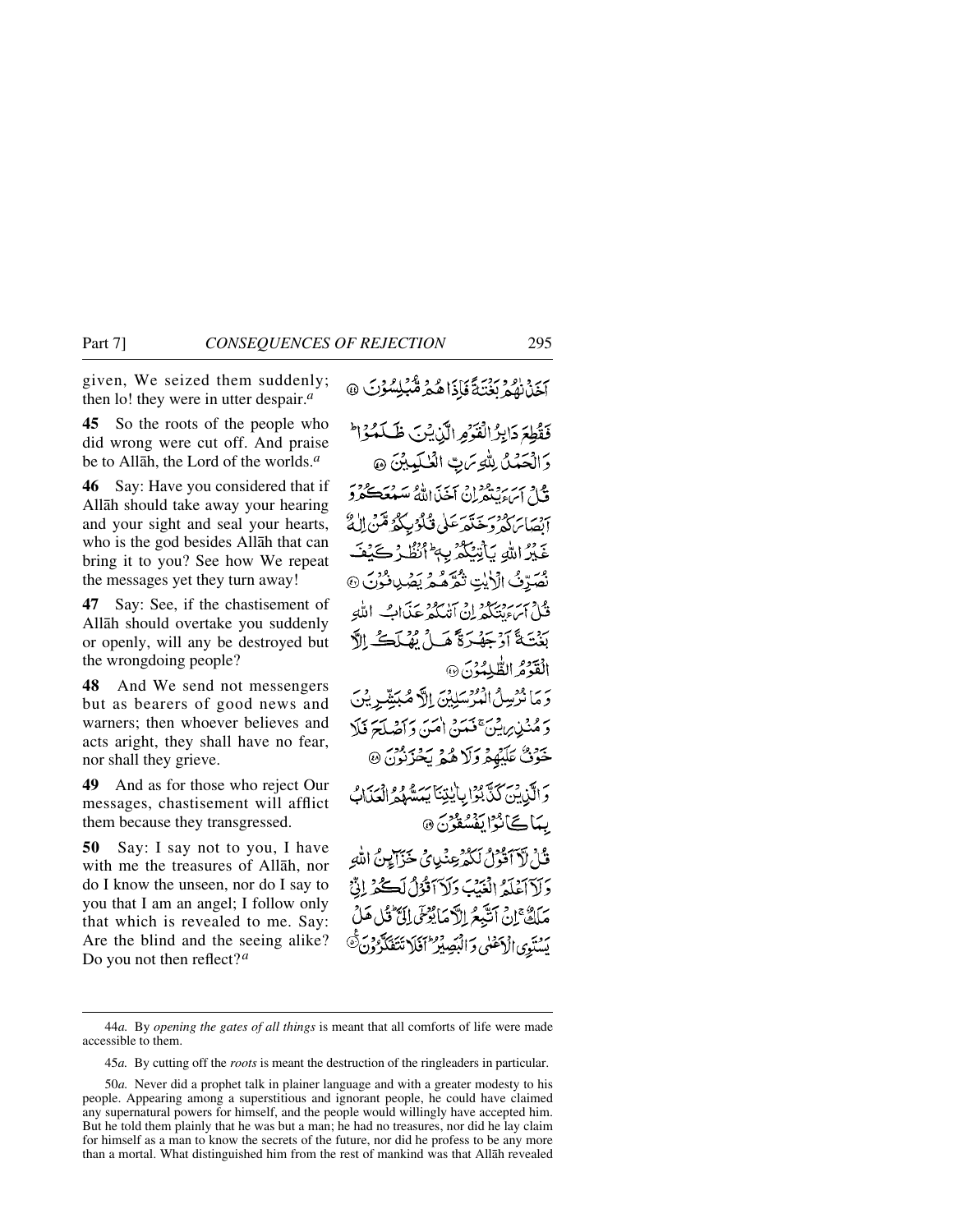given, We seized them suddenly; then lo! they were in utter despair.[a]

**45** So the roots of the people who did wrong were cut off. And praise be to Allāh, the Lord of the worlds.[a]

**46** Say: Have you considered that if Allāh should take away your hearing and your sight and seal your hearts, who is the god besides Allāh that can bring it to you? See how We repeat the messages yet they turn away!

**47** Say: See, if the chastisement of Allāh should overtake you suddenly or openly, will any be destroyed but the wrongdoing people?

**48** And We send not messengers but as bearers of good news and warners; then whoever believes and acts aright, they shall have no fear, nor shall they grieve.

**49** And as for those who reject Our messages, chastisement will afflict them because they transgressed.

**50** Say: I say not to you, I have with me the treasures of Allāh, nor do I know the unseen, nor do I say to you that I am an angel; I follow only that which is revealed to me. Say: Are the blind and the seeing alike? Do you not then reflect?[a]

أَخَذْنٰهُمْ بَغْتَةً فَإِذَا هُمْ مُّبْلِسُوْنَ ﴿٤٤﴾

فَقُطِعَ دَابِرُ الْقَوْمِ الَّذِيْنَ ظَلَمُوْا ۭ وَالْحَمْدُ لِلّٰهِ رَبِّ الْعٰلَمِيْنَ ﴿٤٥﴾

قُلْ اَرَءَيْتُمْ اِنْ اَخَذَ اللّٰهُ سَمْعَكُمْ وَاَبْصَارَكُمْ وَخَتَمَ عَلٰى قُلُوْبِكُمْ مَّنْ اِلٰهٌ غَيْرُ اللّٰهِ يَاْتِيْكُمْ بِهٖ ۭ اُنْظُرْ كَيْفَ نُصَرِّفُ الْاٰيٰتِ ثُمَّ هُمْ يَصْدِفُوْنَ ﴿٤٦﴾

قُلْ اَرَءَيْتَكُمْ اِنْ اَتٰىكُمْ عَذَابُ اللّٰهِ بَغْتَةً اَوْ جَهْرَةً هَلْ يُهْلَكُ اِلَّا الْقَوْمُ الظّٰلِمُوْنَ ﴿٤٧﴾

وَمَا نُرْسِلُ الْمُرْسَلِيْنَ اِلَّا مُبَشِّرِيْنَ وَمُنْذِرِيْنَ ۚ فَمَنْ اٰمَنَ وَاَصْلَحَ فَلَا خَوْفٌ عَلَيْهِمْ وَلَا هُمْ يَحْزَنُوْنَ ﴿٤٨﴾

وَالَّذِيْنَ كَذَّبُوْا بِاٰيٰتِنَا يَمَسُّهُمُ الْعَذَابُ بِمَا كَانُوْا يَفْسُقُوْنَ ﴿٤٩﴾

قُلْ لَّآ اَقُوْلُ لَكُمْ عِنْدِيْ خَزَآئِنُ اللّٰهِ وَلَآ اَعْلَمُ الْغَيْبَ وَلَآ اَقُوْلُ لَكُمْ اِنِّيْ مَلَكٌ ۚ اِنْ اَتَّبِعُ اِلَّا مَا يُوْحٰٓى اِلَيَّ ۭ قُلْ هَلْ يَسْتَوِي الْاَعْمٰى وَالْبَصِيْرُ ۭ اَفَلَا تَتَفَكَّرُوْنَ ﴿٥٠﴾

---

44*a.* By *opening the gates of all things* is meant that all comforts of life were made accessible to them.

45*a.* By cutting off the *roots* is meant the destruction of the ringleaders in particular.

50*a.* Never did a prophet talk in plainer language and with a greater modesty to his people. Appearing among a superstitious and ignorant people, he could have claimed any supernatural powers for himself, and the people would willingly have accepted him. But he told them plainly that he was but a man; he had no treasures, nor did he lay claim for himself as a man to know the secrets of the future, nor did he profess to be any more than a mortal. What distinguished him from the rest of mankind was that Allāh revealed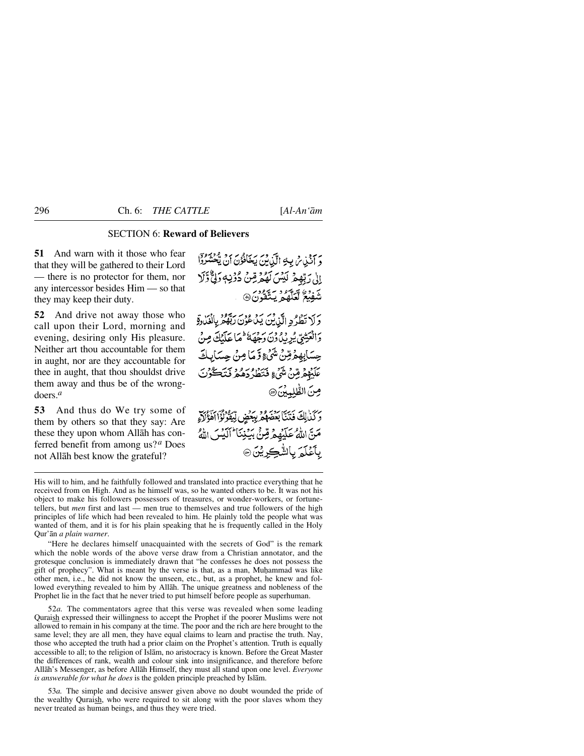SECTION 6: **Reward of Believers**

**51** And warn with it those who fear that they will be gathered to their Lord — there is no protector for them, nor any intercessor besides Him — so that they may keep their duty.

وَ اَنۡذِرۡ بِهِ الَّذِيۡنَ يَخَافُوۡنَ اَنۡ يُّحۡشَرُوۡۤا اِلٰى رَبِّهِمۡ لَـيۡسَ لَهُمۡ مِّنۡ دُوۡنِهٖ وَلِىٌّ وَّلَا شَفِيۡعٌ لَّعَلَّهُمۡ يَتَّقُوۡنَ ۝

**52** And drive not away those who call upon their Lord, morning and evening, desiring only His pleasure. Neither art thou accountable for them in aught, nor are they accountable for thee in aught, that thou shouldst drive them away and thus be of the wrongdoers.[a]

وَلَا تَطۡرُدِ الَّذِيۡنَ يَدۡعُوۡنَ رَبَّهُمۡ بِالۡغَدٰوةِ وَالۡعَشِىِّ يُرِيۡدُوۡنَ وَجۡهَهٗ ؕ مَا عَلَيۡكَ مِنۡ حِسَابِهِمۡ مِّنۡ شَىۡءٍ وَّمَا مِنۡ حِسَابِكَ عَلَيۡهِمۡ مِّنۡ شَىۡءٍ فَتَطۡرُدَهُمۡ فَتَكُوۡنَ مِنَ الظّٰلِمِيۡنَ ۝

**53** And thus do We try some of them by others so that they say: Are these they upon whom Allāh has conferred benefit from among us?[a] Does not Allāh best know the grateful?

وَكَذٰلِكَ فَتَـنَّا بَعۡضَهُمۡ بِبَـعۡضٍ لِّيَـقُوۡلُوۡۤا اَهٰٓؤُلَۤاءِ مَنَّ اللّٰهُ عَلَيۡهِمۡ مِّنۡۢ بَيۡنِنَا ؕ اَلَـيۡسَ اللّٰهُ بِاَعۡلَمَ بِالشّٰكِرِيۡنَ ۝

---

His will to him, and he faithfully followed and translated into practice everything that he received from on High. And as he himself was, so he wanted others to be. It was not his object to make his followers possessors of treasures, or wonder-workers, or fortune-tellers, but *men* first and last — men true to themselves and true followers of the high principles of life which had been revealed to him. He plainly told the people what was wanted of them, and it is for his plain speaking that he is frequently called in the Holy Qur'ān *a plain warner*.

"Here he declares himself unacquainted with the secrets of God" is the remark which the noble words of the above verse draw from a Christian annotator, and the grotesque conclusion is immediately drawn that "he confesses he does not possess the gift of prophecy". What is meant by the verse is that, as a man, Muḥammad was like other men, i.e., he did not know the unseen, etc., but, as a prophet, he knew and followed everything revealed to him by Allāh. The unique greatness and nobleness of the Prophet lie in the fact that he never tried to put himself before people as superhuman.

52*a.* The commentators agree that this verse was revealed when some leading Quraish expressed their willingness to accept the Prophet if the poorer Muslims were not allowed to remain in his company at the time. The poor and the rich are here brought to the same level; they are all men, they have equal claims to learn and practise the truth. Nay, those who accepted the truth had a prior claim on the Prophet's attention. Truth is equally accessible to all; to the religion of Islām, no aristocracy is known. Before the Great Master the differences of rank, wealth and colour sink into insignificance, and therefore before Allāh's Messenger, as before Allāh Himself, they must all stand upon one level. *Everyone is answerable for what he does* is the golden principle preached by Islām.

53*a.* The simple and decisive answer given above no doubt wounded the pride of the wealthy Quraish, who were required to sit along with the poor slaves whom they never treated as human beings, and thus they were tried.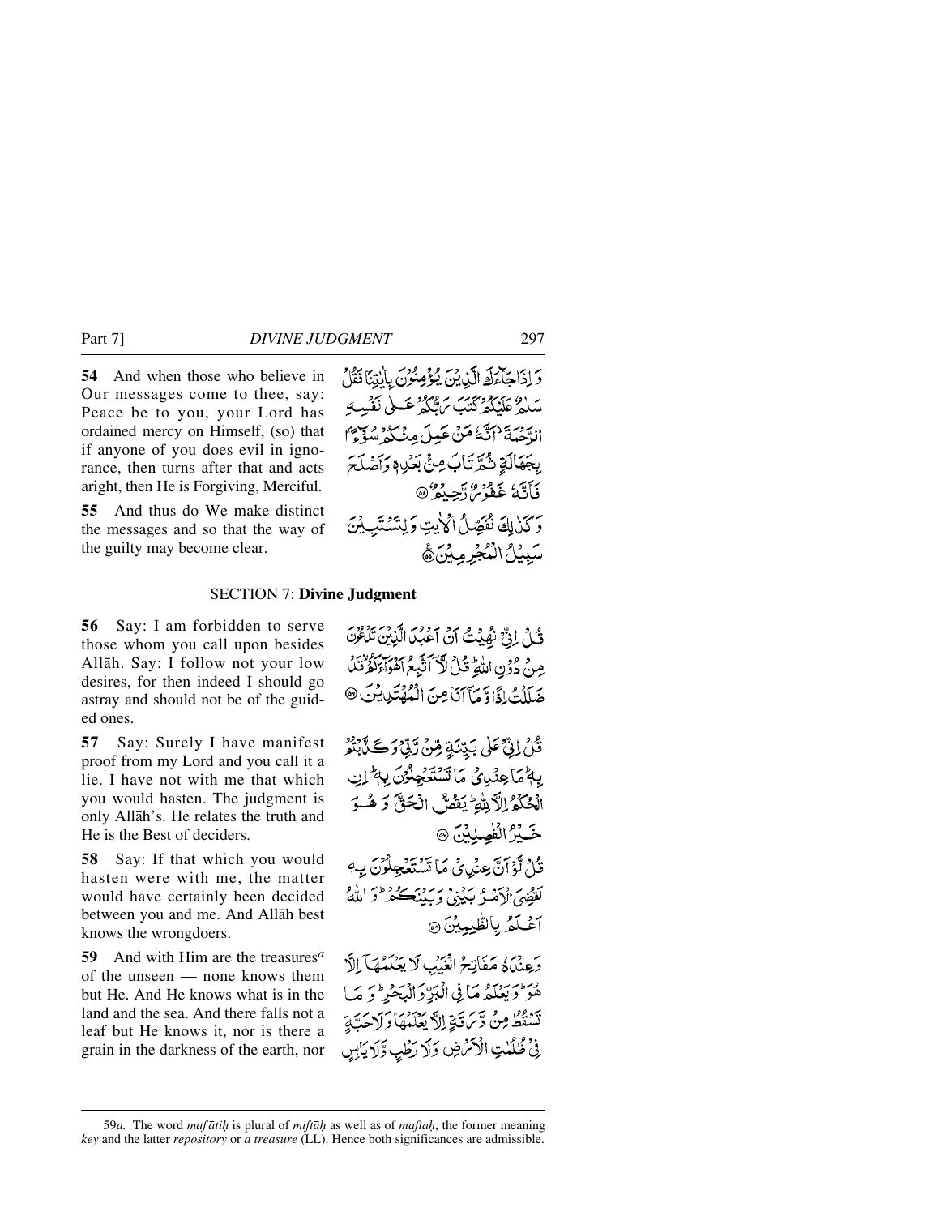**54** And when those who believe in Our messages come to thee, say: Peace be to you, your Lord has ordained mercy on Himself, (so) that if anyone of you does evil in ignorance, then turns after that and acts aright, then He is Forgiving, Merciful.

وَ اِذَا جَآءَكَ الَّذِيۡنَ يُؤۡمِنُوۡنَ بِاٰيٰتِنَا فَقُلۡ سَلٰمٌ عَلَيۡكُمۡ كَتَبَ رَبُّكُمۡ عَلٰى نَفۡسِهِ الرَّحۡمَةَ ۙ اَنَّهٗ مَنۡ عَمِلَ مِنۡكُمۡ سُوۡٓءًۢا بِجَهَالَةٍ ثُمَّ تَابَ مِنۡۢ بَعۡدِهٖ وَاَصۡلَحَ فَاَنَّهٗ غَفُوۡرٌ رَّحِيۡمٌ ﴿۵۴﴾

**55** And thus do We make distinct the messages and so that the way of the guilty may become clear.

وَكَذٰلِكَ نُفَصِّلُ الۡاٰيٰتِ وَلِتَسۡتَبِيۡنَ سَبِيۡلُ الۡمُجۡرِمِيۡنَ ﴿۵۵﴾

## SECTION 7: Divine Judgment

**56** Say: I am forbidden to serve those whom you call upon besides Allāh. Say: I follow not your low desires, for then indeed I should go astray and should not be of the guided ones.

قُلۡ اِنِّىۡ نُهِيۡتُ اَنۡ اَعۡبُدَ الَّذِيۡنَ تَدۡعُوۡنَ مِنۡ دُوۡنِ اللّٰهِ ؕ قُلْ لَّاۤ اَتَّبِعُ اَهۡوَآءَكُمۡ ۙ قَدۡ ضَلَلۡتُ اِذًا وَّمَاۤ اَنَا مِنَ الۡمُهۡتَدِيۡنَ ﴿۵۶﴾

**57** Say: Surely I have manifest proof from my Lord and you call it a lie. I have not with me that which you would hasten. The judgment is only Allāh's. He relates the truth and He is the Best of deciders.

قُلۡ اِنِّىۡ عَلٰى بَيِّنَةٍ مِّنۡ رَّبِّىۡ وَكَذَّبۡتُمۡ بِهٖ ؕ مَا عِنۡدِىۡ مَا تَسۡتَعۡجِلُوۡنَ بِهٖ ؕ اِنِ الۡحُكۡمُ اِلَّا لِلّٰهِ ؕ يَقُصُّ الۡحَـقَّ وَهُوَ خَيۡرُ الۡفٰصِلِيۡنَ ﴿۵۷﴾

**58** Say: If that which you would hasten were with me, the matter would have certainly been decided between you and me. And Allāh best knows the wrongdoers.

قُلْ لَّوۡ اَنَّ عِنۡدِىۡ مَا تَسۡتَعۡجِلُوۡنَ بِهٖ لَقُضِىَ الۡاَمۡرُ بَيۡنِىۡ وَبَيۡنَكُمۡ ؕ وَاللّٰهُ اَعۡلَمُ بِالظّٰلِمِيۡنَ ﴿۵۸﴾

**59** And with Him are the treasures[a] of the unseen — none knows them but He. And He knows what is in the land and the sea. And there falls not a leaf but He knows it, nor is there a grain in the darkness of the earth, nor

وَعِنۡدَهٗ مَفَاتِحُ الۡغَيۡبِ لَا يَعۡلَمُهَاۤ اِلَّا هُوَ ؕ وَيَعۡلَمُ مَا فِى الۡبَرِّ وَالۡبَحۡرِ ؕ وَمَا تَسۡقُطُ مِنۡ وَّرَقَةٍ اِلَّا يَعۡلَمُهَا وَلَا حَبَّةٍ فِىۡ ظُلُمٰتِ الۡاَرۡضِ وَلَا رَطۡبٍ وَّلَا يَابِسٍ

---

59*a.* The word *mafātiḥ* is plural of *miftāḥ* as well as of *maftaḥ*, the former meaning *key* and the latter *repository* or *a treasure* (LL). Hence both significances are admissible.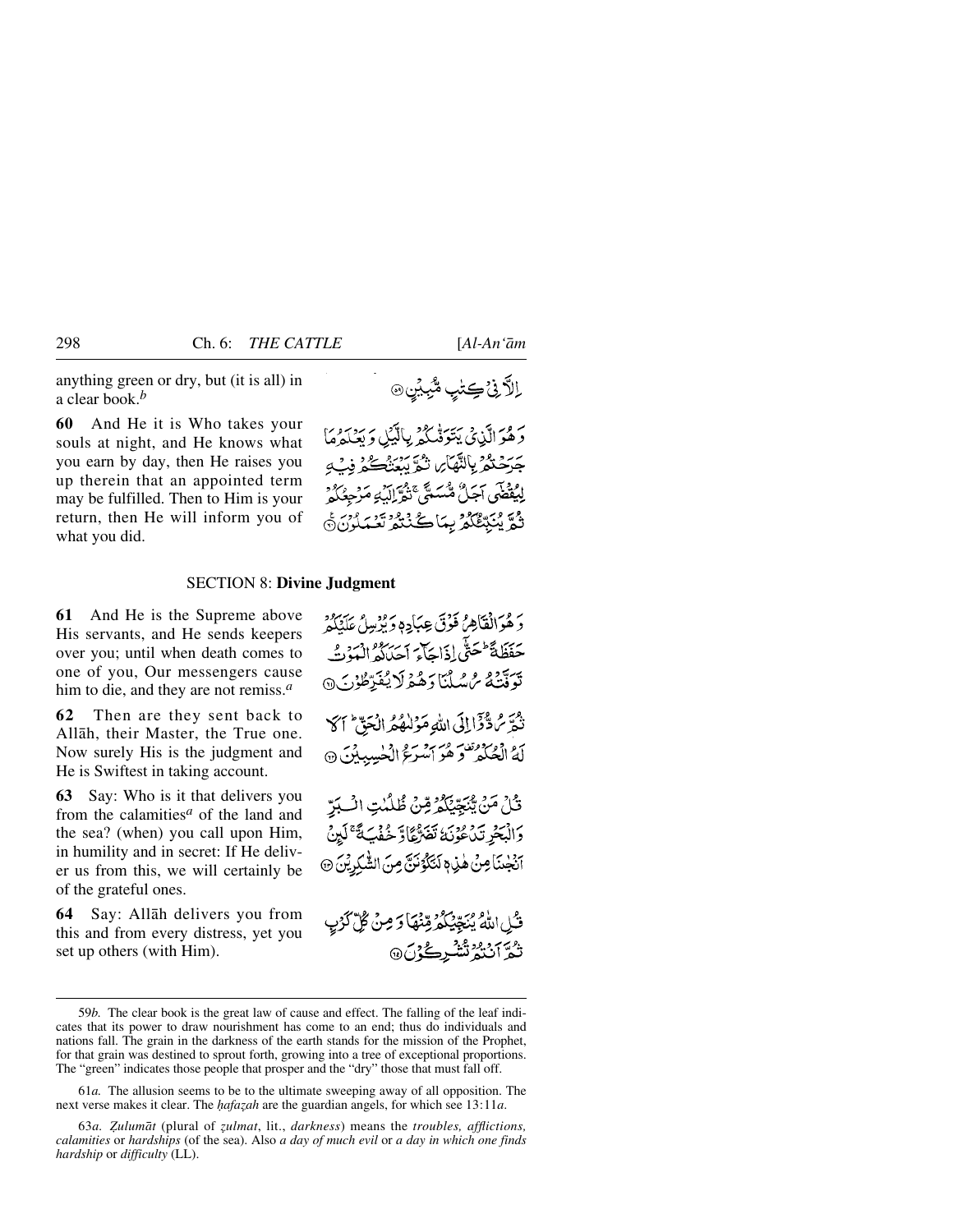anything green or dry, but (it is all) in a clear book.[b]

إِلَّا فِي كِتٰبٍ مُّبِينٍ ﴿٥٩﴾

**60** And He it is Who takes your souls at night, and He knows what you earn by day, then He raises you up therein that an appointed term may be fulfilled. Then to Him is your return, then He will inform you of what you did.

وَهُوَ الَّذِي يَتَوَفّٰكُم بِالَّيْلِ وَيَعْلَمُ مَا جَرَحْتُم بِالنَّهَارِ ثُمَّ يَبْعَثُكُمْ فِيهِ لِيُقْضٰى أَجَلٌ مُّسَمًّى ثُمَّ إِلَيْهِ مَرْجِعُكُمْ ثُمَّ يُنَبِّئُكُم بِمَا كُنتُمْ تَعْمَلُونَ ﴿٦٠﴾

## SECTION 8: **Divine Judgment**

**61** And He is the Supreme above His servants, and He sends keepers over you; until when death comes to one of you, Our messengers cause him to die, and they are not remiss.[a]

وَهُوَ الْقَاهِرُ فَوْقَ عِبَادِهِ وَيُرْسِلُ عَلَيْكُمْ حَفَظَةً حَتّٰى إِذَا جَاءَ أَحَدَكُمُ الْمَوْتُ تَوَفَّتْهُ رُسُلُنَا وَهُمْ لَا يُفَرِّطُونَ ﴿٦١﴾

**62** Then are they sent back to Allāh, their Master, the True one. Now surely His is the judgment and He is Swiftest in taking account.

ثُمَّ رُدُّوا إِلَى اللّٰهِ مَوْلٰهُمُ الْحَقِّ أَلَا لَهُ الْحُكْمُ وَهُوَ أَسْرَعُ الْحٰسِبِينَ ﴿٦٢﴾

**63** Say: Who is it that delivers you from the calamities[a] of the land and the sea? (when) you call upon Him, in humility and in secret: If He deliver us from this, we will certainly be of the grateful ones.

قُلْ مَن يُنَجِّيكُم مِّن ظُلُمٰتِ الْبَرِّ وَالْبَحْرِ تَدْعُونَهُ تَضَرُّعًا وَخُفْيَةً لَّئِنْ أَنجٰنَا مِنْ هٰذِهِ لَنَكُونَنَّ مِنَ الشّٰكِرِينَ ﴿٦٣﴾

**64** Say: Allāh delivers you from this and from every distress, yet you set up others (with Him).

قُلِ اللّٰهُ يُنَجِّيكُم مِّنْهَا وَمِن كُلِّ كَرْبٍ ثُمَّ أَنتُمْ تُشْرِكُونَ ﴿٦٤﴾

---

59*b*. The clear book is the great law of cause and effect. The falling of the leaf indicates that its power to draw nourishment has come to an end; thus do individuals and nations fall. The grain in the darkness of the earth stands for the mission of the Prophet, for that grain was destined to sprout forth, growing into a tree of exceptional proportions. The "green" indicates those people that prosper and the "dry" those that must fall off.

61*a*. The allusion seems to be to the ultimate sweeping away of all opposition. The next verse makes it clear. The *ḥafaẓah* are the guardian angels, for which see 13:11*a*.

63*a*. *Ẓulumāt* (plural of *ẓulmat*, lit., *darkness*) means the *troubles, afflictions, calamities* or *hardships* (of the sea). Also *a day of much evil* or *a day in which one finds hardship* or *difficulty* (LL).